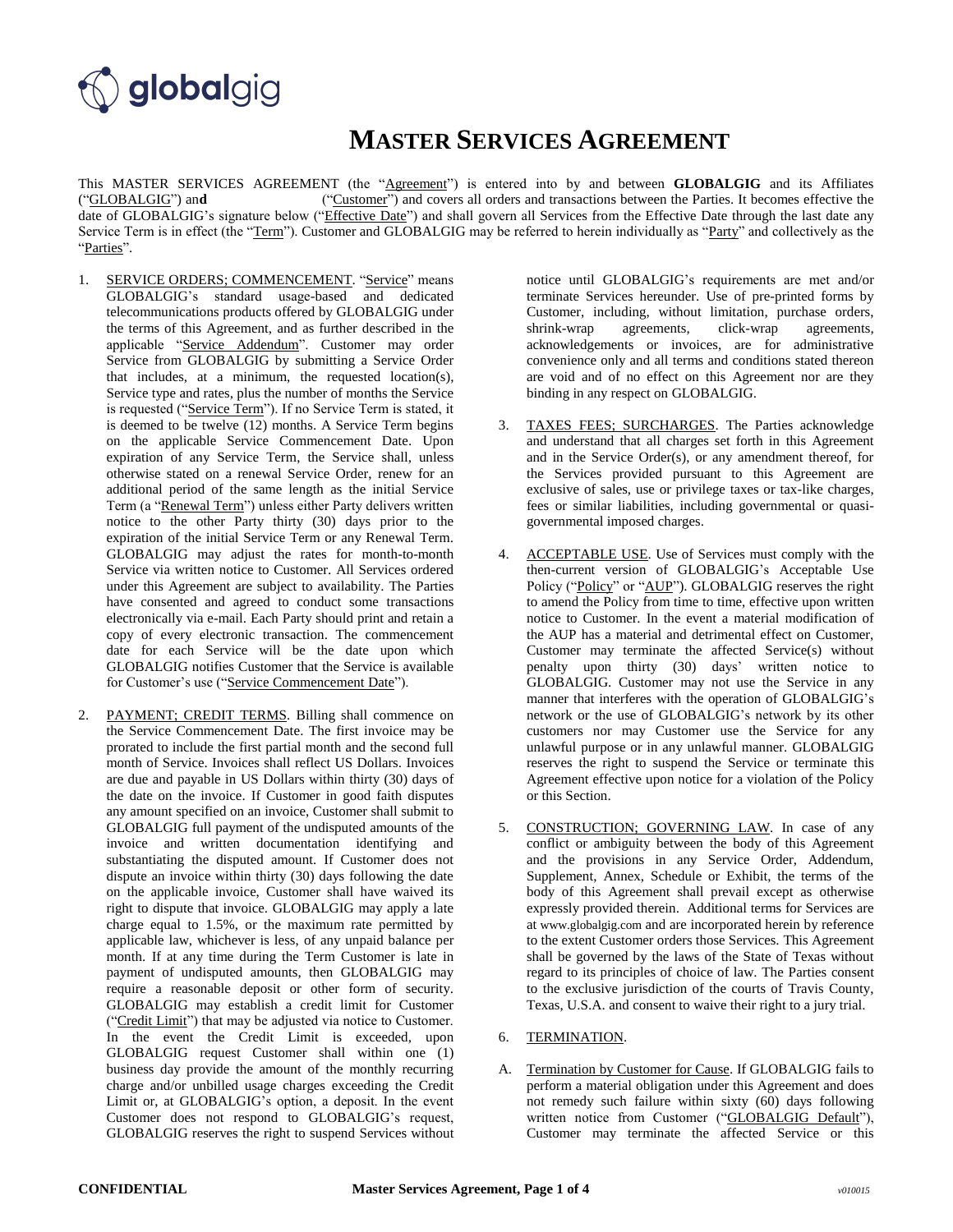# MASTER SERVICES AGREEMENT

This MASTER SERVICES AGREEMENT (the "Agreement") is entered into by and between **GLOBALGIG** and its Affiliates ("GLOBALGIG") and ("Customer") and covers all orders and transactions between the Parties. It becomes effective the date of GLOBALGIG's signature below ("Effective Date") and shall govern all Services from the Effective Date through the last date any Service Term is in effect (the "Term"). Customer and GLOBALGIG may be referred to herein individually as "Party" and collectively as the "Parties".

1. SERVICE ORDERS; COMMENCEMENT. "Service" means GLOBALGIG's standard usage-based and dedicated telecommunications products offered by GLOBALGIG under the terms of this Agreement, and as further described in the applicable "Service Addendum". Customer may order Service from GLOBALGIG by submitting a Service Order that includes, at a minimum, the requested location(s), Service type and rates, plus the number of months the Service is requested ("Service Term"). If no Service Term is stated, it is deemed to be twelve (12) months. A Service Term begins on the applicable Service Commencement Date. Upon expiration of any Service Term, the Service shall, unless otherwise stated on a renewal Service Order, renew for an additional period of the same length as the initial Service Term (a "Renewal Term") unless either Party delivers written notice to the other Party thirty (30) days prior to the expiration of the initial Service Term or any Renewal Term. GLOBALGIG may adjust the rates for month-to-month Service via written notice to Customer. All Services ordered under this Agreement are subject to availability. The Parties have consented and agreed to conduct some transactions electronically via e-mail. Each Party should print and retain a copy of every electronic transaction. The commencement date for each Service will be the date upon which GLOBALGIG notifies Customer that the Service is available for Customer's use ("Service Commencement Date").

2. PAYMENT; CREDIT TERMS. Billing shall commence on the Service Commencement Date. The first invoice may be prorated to include the first partial month and the second full month of Service. Invoices shall reflect US Dollars. Invoices are due and payable in US Dollars within thirty (30) days of the date on the invoice. If Customer in good faith disputes any amount specified on an invoice, Customer shall submit to GLOBALGIG full payment of the undisputed amounts of the invoice and written documentation identifying and substantiating the disputed amount. If Customer does not dispute an invoice within thirty (30) days following the date on the applicable invoice, Customer shall have waived its right to dispute that invoice. GLOBALGIG may apply a late charge equal to 1.5%, or the maximum rate permitted by applicable law, whichever is less, of any unpaid balance per month. If at any time during the Term Customer is late in payment of undisputed amounts, then GLOBALGIG may require a reasonable deposit or other form of security. GLOBALGIG may establish a credit limit for Customer ("Credit Limit") that may be adjusted via notice to Customer. In the event the Credit Limit is exceeded, upon GLOBALGIG request Customer shall within one (1) business day provide the amount of the monthly recurring charge and/or unbilled usage charges exceeding the Credit Limit or, at GLOBALGIG's option, a deposit. In the event Customer does not respond to GLOBALGIG's request, GLOBALGIG reserves the right to suspend Services without notice until GLOBALGIG's requirements are met and/or terminate Services hereunder. Use of pre-printed forms by Customer, including, without limitation, purchase orders, shrink-wrap agreements, click-wrap agreements, acknowledgements or invoices, are for administrative convenience only and all terms and conditions stated thereon are void and of no effect on this Agreement nor are they binding in any respect on GLOBALGIG.

3. TAXES FEES; SURCHARGES. The Parties acknowledge and understand that all charges set forth in this Agreement and in the Service Order(s), or any amendment thereof, for the Services provided pursuant to this Agreement are exclusive of sales, use or privilege taxes or tax-like charges, fees or similar liabilities, including governmental or quasi-governmental imposed charges.

4. ACCEPTABLE USE. Use of Services must comply with the then-current version of GLOBALGIG's Acceptable Use Policy ("Policy" or "AUP"). GLOBALGIG reserves the right to amend the Policy from time to time, effective upon written notice to Customer. In the event a material modification of the AUP has a material and detrimental effect on Customer, Customer may terminate the affected Service(s) without penalty upon thirty (30) days' written notice to GLOBALGIG. Customer may not use the Service in any manner that interferes with the operation of GLOBALGIG's network or the use of GLOBALGIG's network by its other customers nor may Customer use the Service for any unlawful purpose or in any unlawful manner. GLOBALGIG reserves the right to suspend the Service or terminate this Agreement effective upon notice for a violation of the Policy or this Section.

5. CONSTRUCTION; GOVERNING LAW. In case of any conflict or ambiguity between the body of this Agreement and the provisions in any Service Order, Addendum, Supplement, Annex, Schedule or Exhibit, the terms of the body of this Agreement shall prevail except as otherwise expressly provided therein. Additional terms for Services are at www.globalgig.com and are incorporated herein by reference to the extent Customer orders those Services. This Agreement shall be governed by the laws of the State of Texas without regard to its principles of choice of law. The Parties consent to the exclusive jurisdiction of the courts of Travis County, Texas, U.S.A. and consent to waive their right to a jury trial.

6. TERMINATION.

A. Termination by Customer for Cause. If GLOBALGIG fails to perform a material obligation under this Agreement and does not remedy such failure within sixty (60) days following written notice from Customer ("GLOBALGIG Default"), Customer may terminate the affected Service or this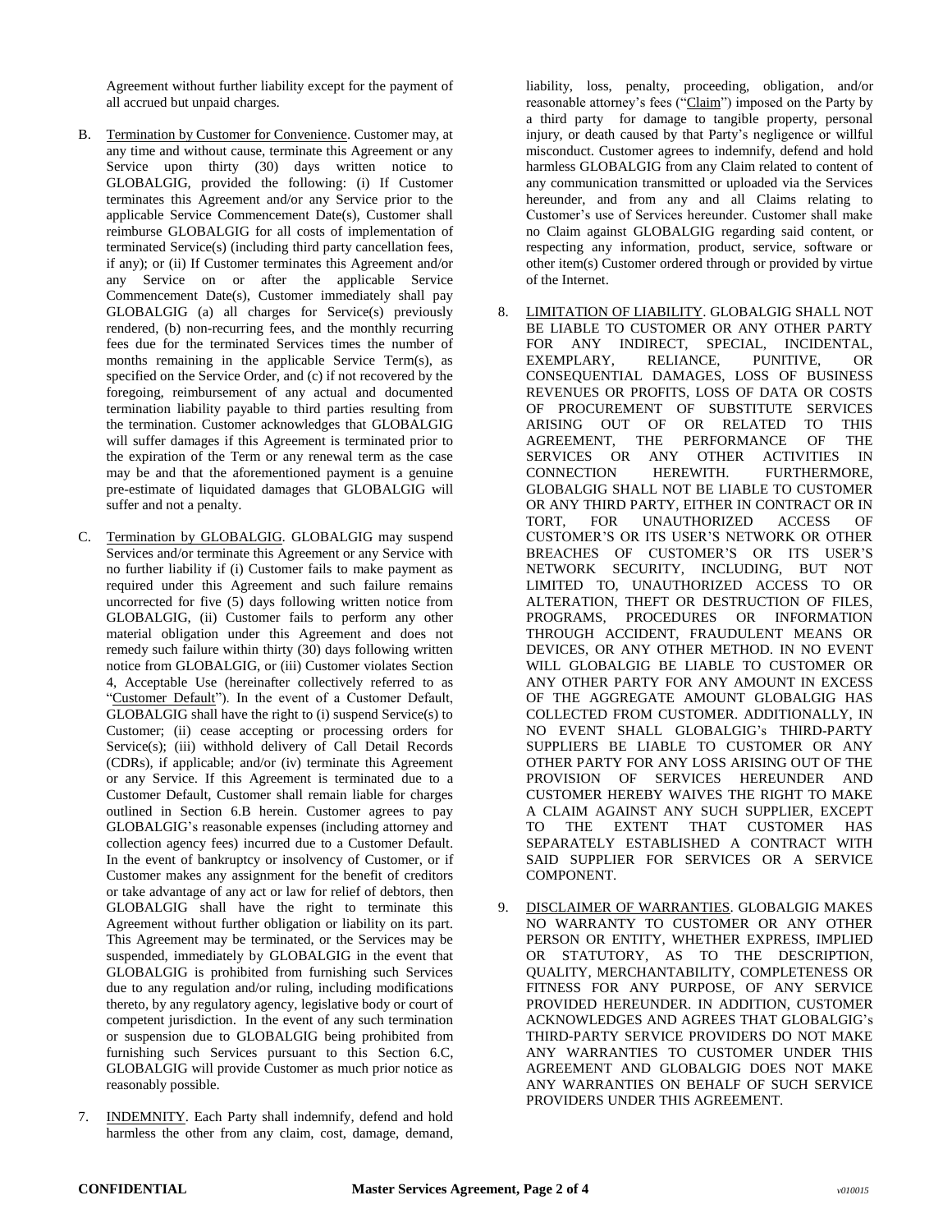Agreement without further liability except for the payment of all accrued but unpaid charges.

B. Termination by Customer for Convenience. Customer may, at any time and without cause, terminate this Agreement or any Service upon thirty (30) days written notice to GLOBALGIG, provided the following: (i) If Customer terminates this Agreement and/or any Service prior to the applicable Service Commencement Date(s), Customer shall reimburse GLOBALGIG for all costs of implementation of terminated Service(s) (including third party cancellation fees, if any); or (ii) If Customer terminates this Agreement and/or any Service on or after the applicable Service Commencement Date(s), Customer immediately shall pay GLOBALGIG (a) all charges for Service(s) previously rendered, (b) non-recurring fees, and the monthly recurring fees due for the terminated Services times the number of months remaining in the applicable Service Term(s), as specified on the Service Order, and (c) if not recovered by the foregoing, reimbursement of any actual and documented termination liability payable to third parties resulting from the termination. Customer acknowledges that GLOBALGIG will suffer damages if this Agreement is terminated prior to the expiration of the Term or any renewal term as the case may be and that the aforementioned payment is a genuine pre-estimate of liquidated damages that GLOBALGIG will suffer and not a penalty.

C. Termination by GLOBALGIG. GLOBALGIG may suspend Services and/or terminate this Agreement or any Service with no further liability if (i) Customer fails to make payment as required under this Agreement and such failure remains uncorrected for five (5) days following written notice from GLOBALGIG, (ii) Customer fails to perform any other material obligation under this Agreement and does not remedy such failure within thirty (30) days following written notice from GLOBALGIG, or (iii) Customer violates Section 4, Acceptable Use (hereinafter collectively referred to as "Customer Default"). In the event of a Customer Default, GLOBALGIG shall have the right to (i) suspend Service(s) to Customer; (ii) cease accepting or processing orders for Service(s); (iii) withhold delivery of Call Detail Records (CDRs), if applicable; and/or (iv) terminate this Agreement or any Service. If this Agreement is terminated due to a Customer Default, Customer shall remain liable for charges outlined in Section 6.B herein. Customer agrees to pay GLOBALGIG's reasonable expenses (including attorney and collection agency fees) incurred due to a Customer Default. In the event of bankruptcy or insolvency of Customer, or if Customer makes any assignment for the benefit of creditors or take advantage of any act or law for relief of debtors, then GLOBALGIG shall have the right to terminate this Agreement without further obligation or liability on its part. This Agreement may be terminated, or the Services may be suspended, immediately by GLOBALGIG in the event that GLOBALGIG is prohibited from furnishing such Services due to any regulation and/or ruling, including modifications thereto, by any regulatory agency, legislative body or court of competent jurisdiction. In the event of any such termination or suspension due to GLOBALGIG being prohibited from furnishing such Services pursuant to this Section 6.C, GLOBALGIG will provide Customer as much prior notice as reasonably possible.

7. INDEMNITY. Each Party shall indemnify, defend and hold harmless the other from any claim, cost, damage, demand, liability, loss, penalty, proceeding, obligation, and/or reasonable attorney's fees ("Claim") imposed on the Party by a third party for damage to tangible property, personal injury, or death caused by that Party's negligence or willful misconduct. Customer agrees to indemnify, defend and hold harmless GLOBALGIG from any Claim related to content of any communication transmitted or uploaded via the Services hereunder, and from any and all Claims relating to Customer's use of Services hereunder. Customer shall make no Claim against GLOBALGIG regarding said content, or respecting any information, product, service, software or other item(s) Customer ordered through or provided by virtue of the Internet.

8. LIMITATION OF LIABILITY. GLOBALGIG SHALL NOT BE LIABLE TO CUSTOMER OR ANY OTHER PARTY FOR ANY INDIRECT, SPECIAL, INCIDENTAL, EXEMPLARY, RELIANCE, PUNITIVE, OR CONSEQUENTIAL DAMAGES, LOSS OF BUSINESS REVENUES OR PROFITS, LOSS OF DATA OR COSTS OF PROCUREMENT OF SUBSTITUTE SERVICES ARISING OUT OF OR RELATED TO THIS AGREEMENT, THE PERFORMANCE OF THE SERVICES OR ANY OTHER ACTIVITIES IN CONNECTION HEREWITH. FURTHERMORE, GLOBALGIG SHALL NOT BE LIABLE TO CUSTOMER OR ANY THIRD PARTY, EITHER IN CONTRACT OR IN TORT, FOR UNAUTHORIZED ACCESS OF CUSTOMER'S OR ITS USER'S NETWORK OR OTHER BREACHES OF CUSTOMER'S OR ITS USER'S NETWORK SECURITY, INCLUDING, BUT NOT LIMITED TO, UNAUTHORIZED ACCESS TO OR ALTERATION, THEFT OR DESTRUCTION OF FILES, PROGRAMS, PROCEDURES OR INFORMATION THROUGH ACCIDENT, FRAUDULENT MEANS OR DEVICES, OR ANY OTHER METHOD. IN NO EVENT WILL GLOBALGIG BE LIABLE TO CUSTOMER OR ANY OTHER PARTY FOR ANY AMOUNT IN EXCESS OF THE AGGREGATE AMOUNT GLOBALGIG HAS COLLECTED FROM CUSTOMER. ADDITIONALLY, IN NO EVENT SHALL GLOBALGIG's THIRD-PARTY SUPPLIERS BE LIABLE TO CUSTOMER OR ANY OTHER PARTY FOR ANY LOSS ARISING OUT OF THE PROVISION OF SERVICES HEREUNDER AND CUSTOMER HEREBY WAIVES THE RIGHT TO MAKE A CLAIM AGAINST ANY SUCH SUPPLIER, EXCEPT TO THE EXTENT THAT CUSTOMER HAS SEPARATELY ESTABLISHED A CONTRACT WITH SAID SUPPLIER FOR SERVICES OR A SERVICE COMPONENT.

9. DISCLAIMER OF WARRANTIES. GLOBALGIG MAKES NO WARRANTY TO CUSTOMER OR ANY OTHER PERSON OR ENTITY, WHETHER EXPRESS, IMPLIED OR STATUTORY, AS TO THE DESCRIPTION, QUALITY, MERCHANTABILITY, COMPLETENESS OR FITNESS FOR ANY PURPOSE, OF ANY SERVICE PROVIDED HEREUNDER. IN ADDITION, CUSTOMER ACKNOWLEDGES AND AGREES THAT GLOBALGIG's THIRD-PARTY SERVICE PROVIDERS DO NOT MAKE ANY WARRANTIES TO CUSTOMER UNDER THIS AGREEMENT AND GLOBALGIG DOES NOT MAKE ANY WARRANTIES ON BEHALF OF SUCH SERVICE PROVIDERS UNDER THIS AGREEMENT.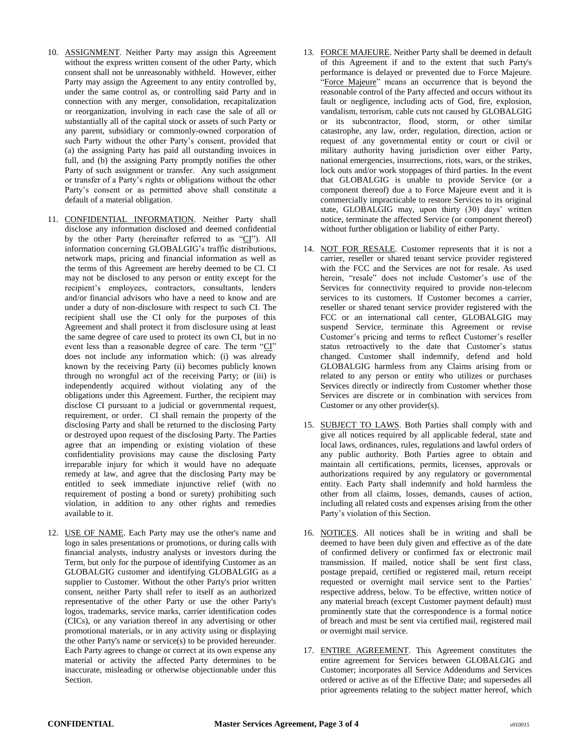10. ASSIGNMENT. Neither Party may assign this Agreement without the express written consent of the other Party, which consent shall not be unreasonably withheld. However, either Party may assign the Agreement to any entity controlled by, under the same control as, or controlling said Party and in connection with any merger, consolidation, recapitalization or reorganization, involving in each case the sale of all or substantially all of the capital stock or assets of such Party or any parent, subsidiary or commonly-owned corporation of such Party without the other Party's consent, provided that (a) the assigning Party has paid all outstanding invoices in full, and (b) the assigning Party promptly notifies the other Party of such assignment or transfer. Any such assignment or transfer of a Party's rights or obligations without the other Party's consent or as permitted above shall constitute a default of a material obligation.

11. CONFIDENTIAL INFORMATION. Neither Party shall disclose any information disclosed and deemed confidential by the other Party (hereinafter referred to as "CI"). All information concerning GLOBALGIG's traffic distributions, network maps, pricing and financial information as well as the terms of this Agreement are hereby deemed to be CI. CI may not be disclosed to any person or entity except for the recipient's employees, contractors, consultants, lenders and/or financial advisors who have a need to know and are under a duty of non-disclosure with respect to such CI. The recipient shall use the CI only for the purposes of this Agreement and shall protect it from disclosure using at least the same degree of care used to protect its own CI, but in no event less than a reasonable degree of care. The term "CI" does not include any information which: (i) was already known by the receiving Party (ii) becomes publicly known through no wrongful act of the receiving Party; or (iii) is independently acquired without violating any of the obligations under this Agreement. Further, the recipient may disclose CI pursuant to a judicial or governmental request, requirement, or order. CI shall remain the property of the disclosing Party and shall be returned to the disclosing Party or destroyed upon request of the disclosing Party. The Parties agree that an impending or existing violation of these confidentiality provisions may cause the disclosing Party irreparable injury for which it would have no adequate remedy at law, and agree that the disclosing Party may be entitled to seek immediate injunctive relief (with no requirement of posting a bond or surety) prohibiting such violation, in addition to any other rights and remedies available to it.

12. USE OF NAME. Each Party may use the other's name and logo in sales presentations or promotions, or during calls with financial analysts, industry analysts or investors during the Term, but only for the purpose of identifying Customer as an GLOBALGIG customer and identifying GLOBALGIG as a supplier to Customer. Without the other Party's prior written consent, neither Party shall refer to itself as an authorized representative of the other Party or use the other Party's logos, trademarks, service marks, carrier identification codes (CICs), or any variation thereof in any advertising or other promotional materials, or in any activity using or displaying the other Party's name or service(s) to be provided hereunder. Each Party agrees to change or correct at its own expense any material or activity the affected Party determines to be inaccurate, misleading or otherwise objectionable under this Section.

13. FORCE MAJEURE. Neither Party shall be deemed in default of this Agreement if and to the extent that such Party's performance is delayed or prevented due to Force Majeure. "Force Majeure" means an occurrence that is beyond the reasonable control of the Party affected and occurs without its fault or negligence, including acts of God, fire, explosion, vandalism, terrorism, cable cuts not caused by GLOBALGIG or its subcontractor, flood, storm, or other similar catastrophe, any law, order, regulation, direction, action or request of any governmental entity or court or civil or military authority having jurisdiction over either Party, national emergencies, insurrections, riots, wars, or the strikes, lock outs and/or work stoppages of third parties. In the event that GLOBALGIG is unable to provide Service (or a component thereof) due a to Force Majeure event and it is commercially impracticable to restore Services to its original state, GLOBALGIG may, upon thirty (30) days' written notice, terminate the affected Service (or component thereof) without further obligation or liability of either Party.

14. NOT FOR RESALE. Customer represents that it is not a carrier, reseller or shared tenant service provider registered with the FCC and the Services are not for resale. As used herein, "resale" does not include Customer's use of the Services for connectivity required to provide non-telecom services to its customers. If Customer becomes a carrier, reseller or shared tenant service provider registered with the FCC or an international call center, GLOBALGIG may suspend Service, terminate this Agreement or revise Customer's pricing and terms to reflect Customer's reseller status retroactively to the date that Customer's status changed. Customer shall indemnify, defend and hold GLOBALGIG harmless from any Claims arising from or related to any person or entity who utilizes or purchases Services directly or indirectly from Customer whether those Services are discrete or in combination with services from Customer or any other provider(s).

15. SUBJECT TO LAWS. Both Parties shall comply with and give all notices required by all applicable federal, state and local laws, ordinances, rules, regulations and lawful orders of any public authority. Both Parties agree to obtain and maintain all certifications, permits, licenses, approvals or authorizations required by any regulatory or governmental entity. Each Party shall indemnify and hold harmless the other from all claims, losses, demands, causes of action, including all related costs and expenses arising from the other Party's violation of this Section.

16. NOTICES. All notices shall be in writing and shall be deemed to have been duly given and effective as of the date of confirmed delivery or confirmed fax or electronic mail transmission. If mailed, notice shall be sent first class, postage prepaid, certified or registered mail, return receipt requested or overnight mail service sent to the Parties' respective address, below. To be effective, written notice of any material breach (except Customer payment default) must prominently state that the correspondence is a formal notice of breach and must be sent via certified mail, registered mail or overnight mail service.

17. ENTIRE AGREEMENT. This Agreement constitutes the entire agreement for Services between GLOBALGIG and Customer; incorporates all Service Addendums and Services ordered or active as of the Effective Date; and supersedes all prior agreements relating to the subject matter hereof, which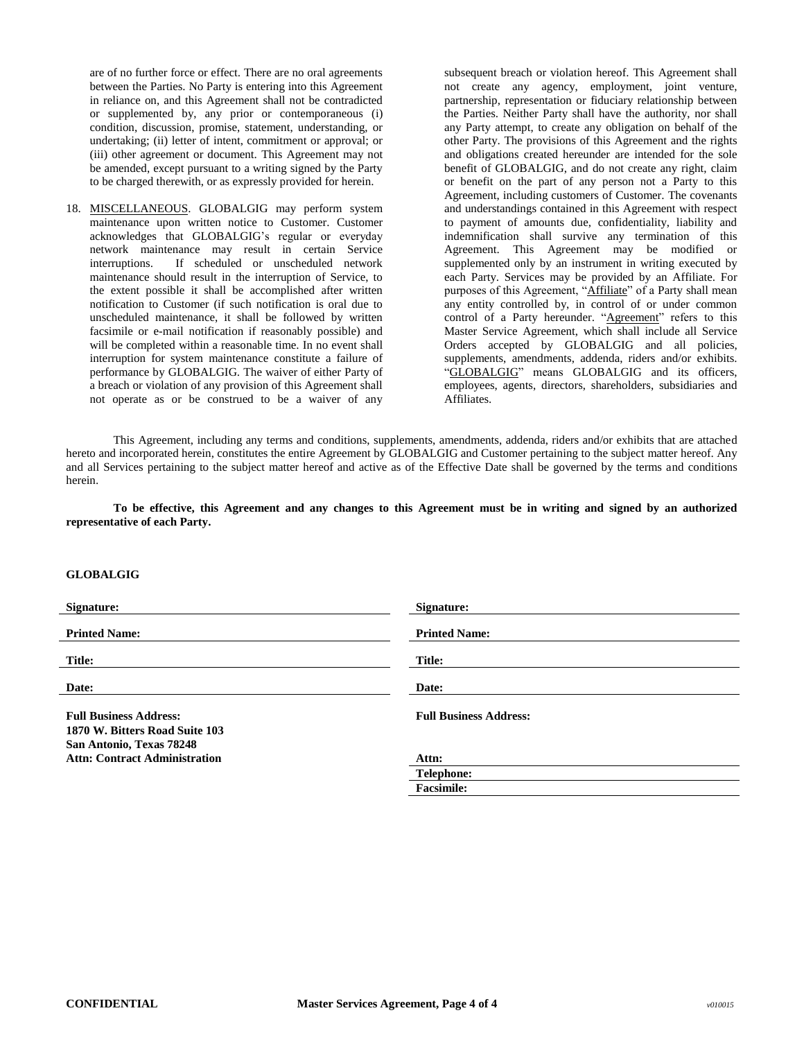are of no further force or effect. There are no oral agreements between the Parties. No Party is entering into this Agreement in reliance on, and this Agreement shall not be contradicted or supplemented by, any prior or contemporaneous (i) condition, discussion, promise, statement, understanding, or undertaking; (ii) letter of intent, commitment or approval; or (iii) other agreement or document. This Agreement may not be amended, except pursuant to a writing signed by the Party to be charged therewith, or as expressly provided for herein.

18. MISCELLANEOUS. GLOBALGIG may perform system maintenance upon written notice to Customer. Customer acknowledges that GLOBALGIG's regular or everyday network maintenance may result in certain Service interruptions. If scheduled or unscheduled network maintenance should result in the interruption of Service, to the extent possible it shall be accomplished after written notification to Customer (if such notification is oral due to unscheduled maintenance, it shall be followed by written facsimile or e-mail notification if reasonably possible) and will be completed within a reasonable time. In no event shall interruption for system maintenance constitute a failure of performance by GLOBALGIG. The waiver of either Party of a breach or violation of any provision of this Agreement shall not operate as or be construed to be a waiver of any subsequent breach or violation hereof. This Agreement shall not create any agency, employment, joint venture, partnership, representation or fiduciary relationship between the Parties. Neither Party shall have the authority, nor shall any Party attempt, to create any obligation on behalf of the other Party. The provisions of this Agreement and the rights and obligations created hereunder are intended for the sole benefit of GLOBALGIG, and do not create any right, claim or benefit on the part of any person not a Party to this Agreement, including customers of Customer. The covenants and understandings contained in this Agreement with respect to payment of amounts due, confidentiality, liability and indemnification shall survive any termination of this Agreement. This Agreement may be modified or supplemented only by an instrument in writing executed by each Party. Services may be provided by an Affiliate. For purposes of this Agreement, "Affiliate" of a Party shall mean any entity controlled by, in control of or under common control of a Party hereunder. "Agreement" refers to this Master Service Agreement, which shall include all Service Orders accepted by GLOBALGIG and all policies, supplements, amendments, addenda, riders and/or exhibits. "GLOBALGIG" means GLOBALGIG and its officers, employees, agents, directors, shareholders, subsidiaries and Affiliates.

This Agreement, including any terms and conditions, supplements, amendments, addenda, riders and/or exhibits that are attached hereto and incorporated herein, constitutes the entire Agreement by GLOBALGIG and Customer pertaining to the subject matter hereof. Any and all Services pertaining to the subject matter hereof and active as of the Effective Date shall be governed by the terms and conditions herein.

**To be effective, this Agreement and any changes to this Agreement must be in writing and signed by an authorized representative of each Party.**

**GLOBALGIG**

| | |
|---|---|
| **Signature:** | **Signature:** |
| **Printed Name:** | **Printed Name:** |
| **Title:** | **Title:** |
| **Date:** | **Date:** |
| **Full Business Address:**<br>**1870 W. Bitters Road Suite 103**<br>**San Antonio, Texas 78248**<br>**Attn: Contract Administration** | **Full Business Address:**<br><br><br>**Attn:** |
| | **Telephone:** |
| | **Facsimile:** |